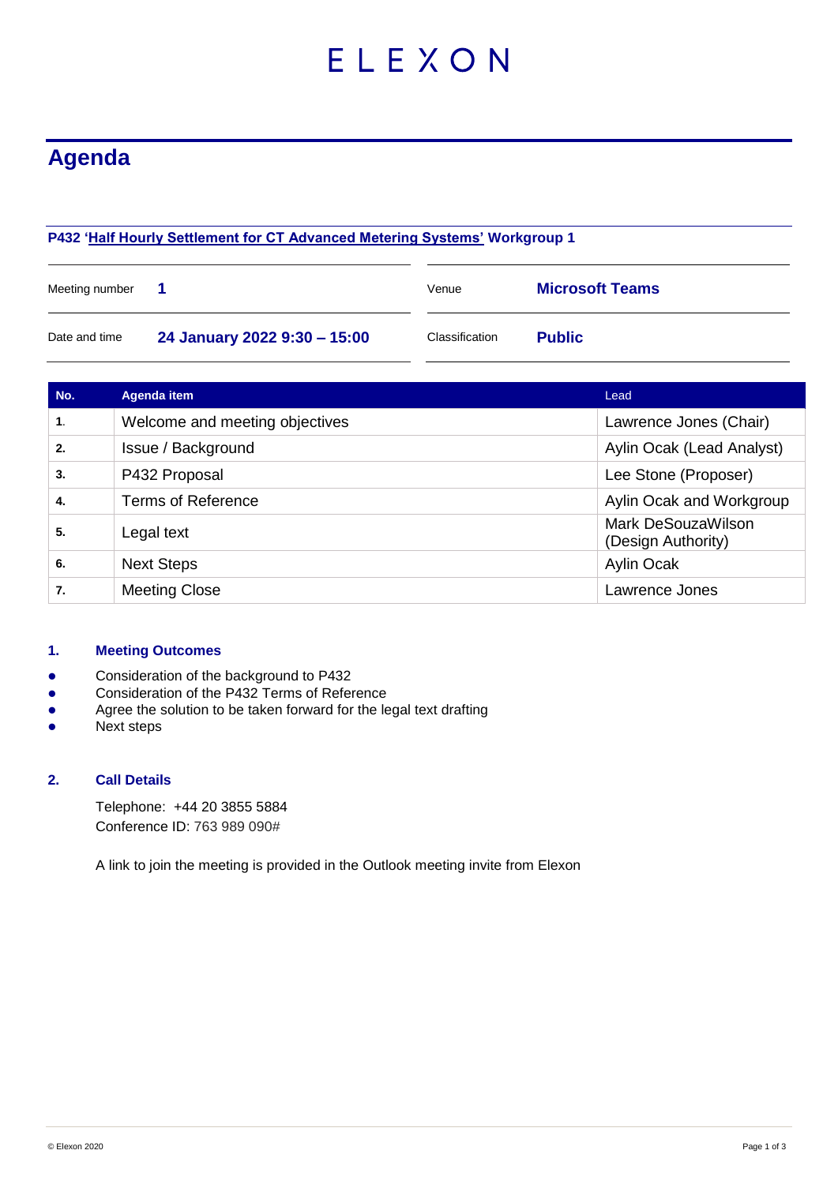ELEXON

# Agenda

**P432 'Half Hourly Settlement for CT Advanced Metering Systems' Workgroup 1**

| | | | |
|---|---|---|---|
| Meeting number | **1** | Venue | **Microsoft Teams** |
| Date and time | **24 January 2022 9:30 – 15:00** | Classification | **Public** |

| No. | Agenda item | Lead |
|---|---|---|
| **1.** | Welcome and meeting objectives | Lawrence Jones (Chair) |
| **2.** | Issue / Background | Aylin Ocak (Lead Analyst) |
| **3.** | P432 Proposal | Lee Stone (Proposer) |
| **4.** | Terms of Reference | Aylin Ocak and Workgroup |
| **5.** | Legal text | Mark DeSouzaWilson (Design Authority) |
| **6.** | Next Steps | Aylin Ocak |
| **7.** | Meeting Close | Lawrence Jones |

## 1. Meeting Outcomes

- Consideration of the background to P432
- Consideration of the P432 Terms of Reference
- Agree the solution to be taken forward for the legal text drafting
- Next steps

## 2. Call Details

Telephone: +44 20 3855 5884
Conference ID: 763 989 090#

A link to join the meeting is provided in the Outlook meeting invite from Elexon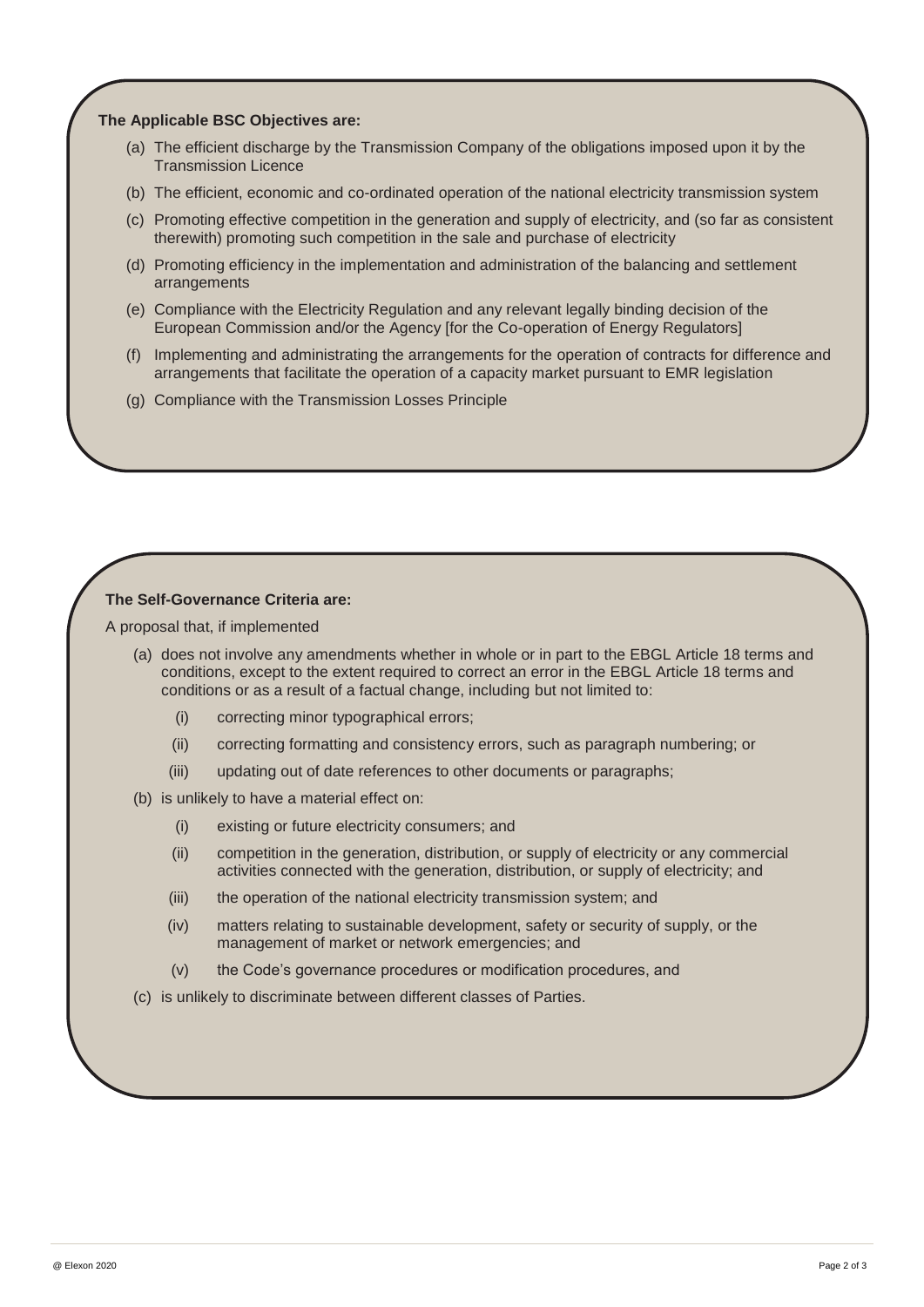**The Applicable BSC Objectives are:**

(a) The efficient discharge by the Transmission Company of the obligations imposed upon it by the Transmission Licence

(b) The efficient, economic and co-ordinated operation of the national electricity transmission system

(c) Promoting effective competition in the generation and supply of electricity, and (so far as consistent therewith) promoting such competition in the sale and purchase of electricity

(d) Promoting efficiency in the implementation and administration of the balancing and settlement arrangements

(e) Compliance with the Electricity Regulation and any relevant legally binding decision of the European Commission and/or the Agency [for the Co-operation of Energy Regulators]

(f) Implementing and administrating the arrangements for the operation of contracts for difference and arrangements that facilitate the operation of a capacity market pursuant to EMR legislation

(g) Compliance with the Transmission Losses Principle

**The Self-Governance Criteria are:**

A proposal that, if implemented

(a) does not involve any amendments whether in whole or in part to the EBGL Article 18 terms and conditions, except to the extent required to correct an error in the EBGL Article 18 terms and conditions or as a result of a factual change, including but not limited to:

  (i) correcting minor typographical errors;

  (ii) correcting formatting and consistency errors, such as paragraph numbering; or

  (iii) updating out of date references to other documents or paragraphs;

(b) is unlikely to have a material effect on:

  (i) existing or future electricity consumers; and

  (ii) competition in the generation, distribution, or supply of electricity or any commercial activities connected with the generation, distribution, or supply of electricity; and

  (iii) the operation of the national electricity transmission system; and

  (iv) matters relating to sustainable development, safety or security of supply, or the management of market or network emergencies; and

  (v) the Code's governance procedures or modification procedures, and

(c) is unlikely to discriminate between different classes of Parties.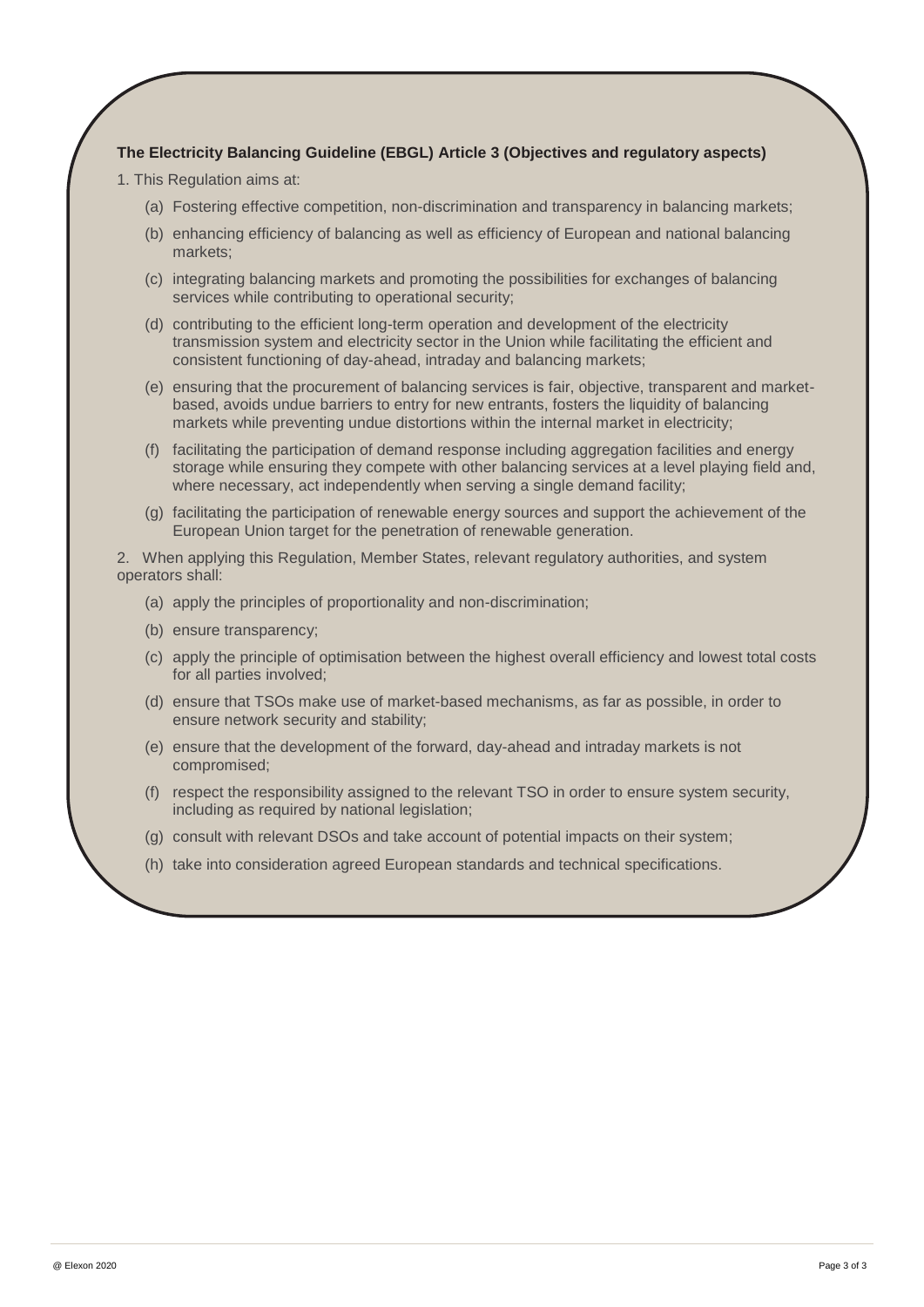**The Electricity Balancing Guideline (EBGL) Article 3 (Objectives and regulatory aspects)**

1. This Regulation aims at:

   (a) Fostering effective competition, non-discrimination and transparency in balancing markets;

   (b) enhancing efficiency of balancing as well as efficiency of European and national balancing markets;

   (c) integrating balancing markets and promoting the possibilities for exchanges of balancing services while contributing to operational security;

   (d) contributing to the efficient long-term operation and development of the electricity transmission system and electricity sector in the Union while facilitating the efficient and consistent functioning of day-ahead, intraday and balancing markets;

   (e) ensuring that the procurement of balancing services is fair, objective, transparent and market-based, avoids undue barriers to entry for new entrants, fosters the liquidity of balancing markets while preventing undue distortions within the internal market in electricity;

   (f) facilitating the participation of demand response including aggregation facilities and energy storage while ensuring they compete with other balancing services at a level playing field and, where necessary, act independently when serving a single demand facility;

   (g) facilitating the participation of renewable energy sources and support the achievement of the European Union target for the penetration of renewable generation.

2. When applying this Regulation, Member States, relevant regulatory authorities, and system operators shall:

   (a) apply the principles of proportionality and non-discrimination;

   (b) ensure transparency;

   (c) apply the principle of optimisation between the highest overall efficiency and lowest total costs for all parties involved;

   (d) ensure that TSOs make use of market-based mechanisms, as far as possible, in order to ensure network security and stability;

   (e) ensure that the development of the forward, day-ahead and intraday markets is not compromised;

   (f) respect the responsibility assigned to the relevant TSO in order to ensure system security, including as required by national legislation;

   (g) consult with relevant DSOs and take account of potential impacts on their system;

   (h) take into consideration agreed European standards and technical specifications.